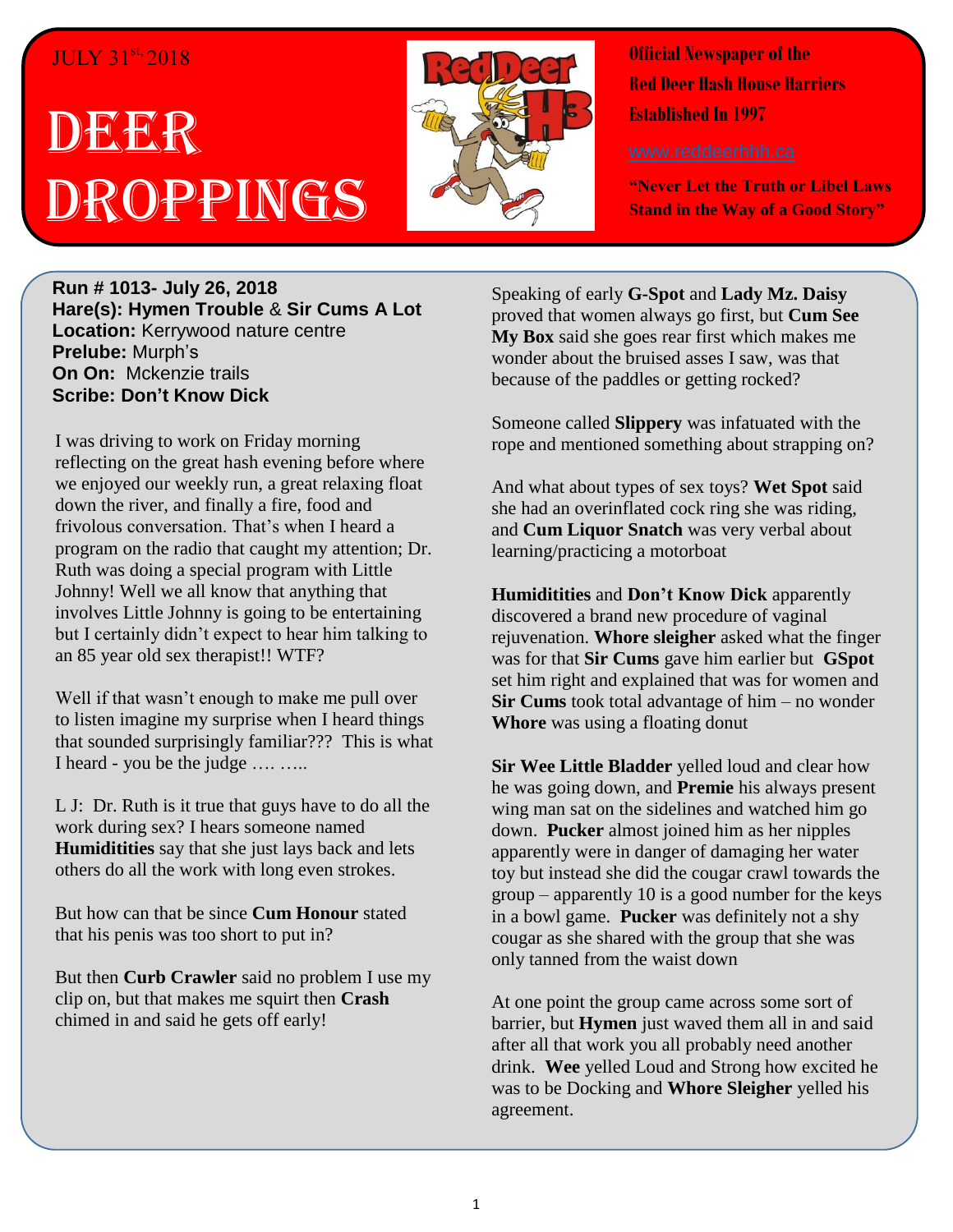JULY 31st, 2018

# DEER DROPPINGS

**Official Newspaper of the Red Deer Hash House Harriers Established In 1997**

www.reddeerhhh.ca

**"Never Let the Truth or Libel Laws Stand in the Way of a Good Story"**

**Run # 1013- July 26, 2018**
**Hare(s): Hymen Trouble & Sir Cums A Lot**
**Location:** Kerrywood nature centre
**Prelube:** Murph's
**On On:** Mckenzie trails
**Scribe: Don't Know Dick**

I was driving to work on Friday morning reflecting on the great hash evening before where we enjoyed our weekly run, a great relaxing float down the river, and finally a fire, food and frivolous conversation. That's when I heard a program on the radio that caught my attention; Dr. Ruth was doing a special program with Little Johnny! Well we all know that anything that involves Little Johnny is going to be entertaining but I certainly didn't expect to hear him talking to an 85 year old sex therapist!! WTF?

Well if that wasn't enough to make me pull over to listen imagine my surprise when I heard things that sounded surprisingly familiar??? This is what I heard - you be the judge …. …..

L J: Dr. Ruth is it true that guys have to do all the work during sex? I hears someone named **Humiditities** say that she just lays back and lets others do all the work with long even strokes.

But how can that be since **Cum Honour** stated that his penis was too short to put in?

But then **Curb Crawler** said no problem I use my clip on, but that makes me squirt then **Crash** chimed in and said he gets off early!

Speaking of early **G-Spot** and **Lady Mz. Daisy** proved that women always go first, but **Cum See My Box** said she goes rear first which makes me wonder about the bruised asses I saw, was that because of the paddles or getting rocked?

Someone called **Slippery** was infatuated with the rope and mentioned something about strapping on?

And what about types of sex toys? **Wet Spot** said she had an overinflated cock ring she was riding, and **Cum Liquor Snatch** was very verbal about learning/practicing a motorboat

**Humiditities** and **Don't Know Dick** apparently discovered a brand new procedure of vaginal rejuvenation. **Whore sleigher** asked what the finger was for that **Sir Cums** gave him earlier but **GSpot** set him right and explained that was for women and **Sir Cums** took total advantage of him – no wonder **Whore** was using a floating donut

**Sir Wee Little Bladder** yelled loud and clear how he was going down, and **Premie** his always present wing man sat on the sidelines and watched him go down. **Pucker** almost joined him as her nipples apparently were in danger of damaging her water toy but instead she did the cougar crawl towards the group – apparently 10 is a good number for the keys in a bowl game. **Pucker** was definitely not a shy cougar as she shared with the group that she was only tanned from the waist down

At one point the group came across some sort of barrier, but **Hymen** just waved them all in and said after all that work you all probably need another drink. **Wee** yelled Loud and Strong how excited he was to be Docking and **Whore Sleigher** yelled his agreement.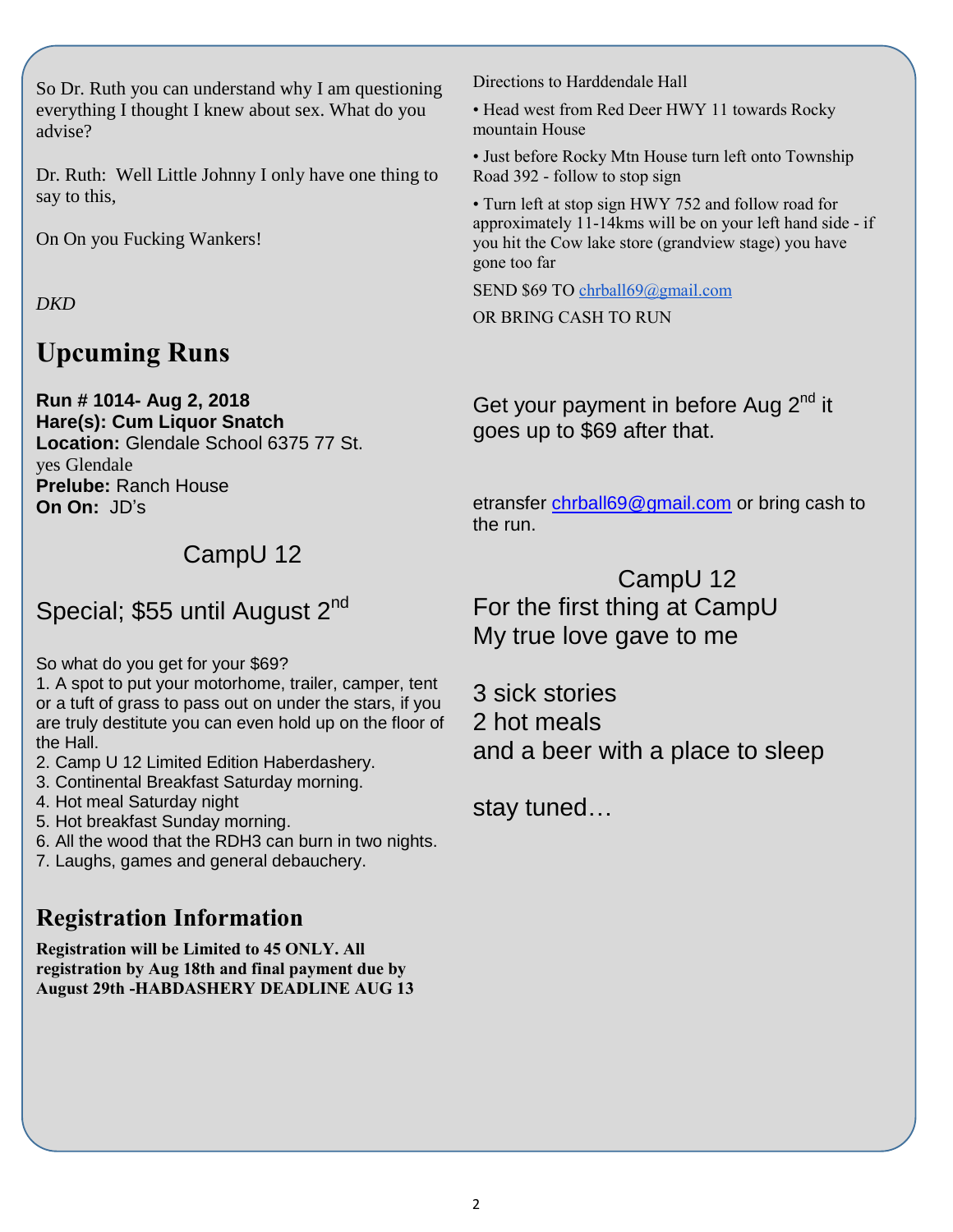So Dr. Ruth you can understand why I am questioning everything I thought I knew about sex. What do you advise?

Dr. Ruth: Well Little Johnny I only have one thing to say to this,

On On you Fucking Wankers!

*DKD*

# Upcuming Runs

**Run # 1014- Aug 2, 2018**
**Hare(s): Cum Liquor Snatch**
**Location:** Glendale School 6375 77 St.
yes Glendale
**Prelube:** Ranch House
**On On:** JD's

CampU 12

Special; $55 until August 2nd

So what do you get for your $69?

1. A spot to put your motorhome, trailer, camper, tent or a tuft of grass to pass out on under the stars, if you are truly destitute you can even hold up on the floor of the Hall.
2. Camp U 12 Limited Edition Haberdashery.
3. Continental Breakfast Saturday morning.
4. Hot meal Saturday night
5. Hot breakfast Sunday morning.
6. All the wood that the RDH3 can burn in two nights.
7. Laughs, games and general debauchery.

## Registration Information

**Registration will be Limited to 45 ONLY. All registration by Aug 18th and final payment due by August 29th -HABDASHERY DEADLINE AUG 13**

Directions to Harddendale Hall

- Head west from Red Deer HWY 11 towards Rocky mountain House
- Just before Rocky Mtn House turn left onto Township Road 392 - follow to stop sign
- Turn left at stop sign HWY 752 and follow road for approximately 11-14kms will be on your left hand side - if you hit the Cow lake store (grandview stage) you have gone too far

SEND $69 TO chrball69@gmail.com

OR BRING CASH TO RUN

Get your payment in before Aug 2nd it goes up to $69 after that.

etransfer chrball69@gmail.com or bring cash to the run.

CampU 12
For the first thing at CampU
My true love gave to me

3 sick stories
2 hot meals
and a beer with a place to sleep

stay tuned…